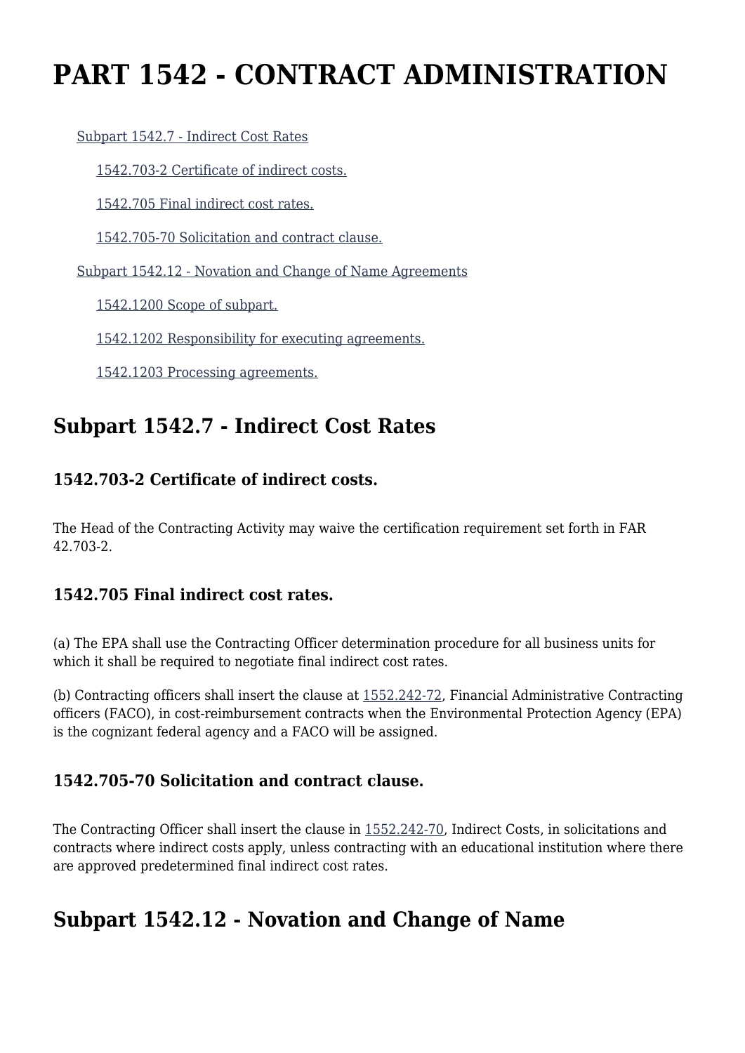# PART 1542 - CONTRACT ADMINISTRATION

- [Subpart 1542.7 - Indirect Cost Rates]
  - [1542.703-2 Certificate of indirect costs.]
  - [1542.705 Final indirect cost rates.]
  - [1542.705-70 Solicitation and contract clause.]
- [Subpart 1542.12 - Novation and Change of Name Agreements]
  - [1542.1200 Scope of subpart.]
  - [1542.1202 Responsibility for executing agreements.]
  - [1542.1203 Processing agreements.]

## Subpart 1542.7 - Indirect Cost Rates

### 1542.703-2 Certificate of indirect costs.

The Head of the Contracting Activity may waive the certification requirement set forth in FAR 42.703-2.

### 1542.705 Final indirect cost rates.

(a) The EPA shall use the Contracting Officer determination procedure for all business units for which it shall be required to negotiate final indirect cost rates.

(b) Contracting officers shall insert the clause at 1552.242-72, Financial Administrative Contracting officers (FACO), in cost-reimbursement contracts when the Environmental Protection Agency (EPA) is the cognizant federal agency and a FACO will be assigned.

### 1542.705-70 Solicitation and contract clause.

The Contracting Officer shall insert the clause in 1552.242-70, Indirect Costs, in solicitations and contracts where indirect costs apply, unless contracting with an educational institution where there are approved predetermined final indirect cost rates.

## Subpart 1542.12 - Novation and Change of Name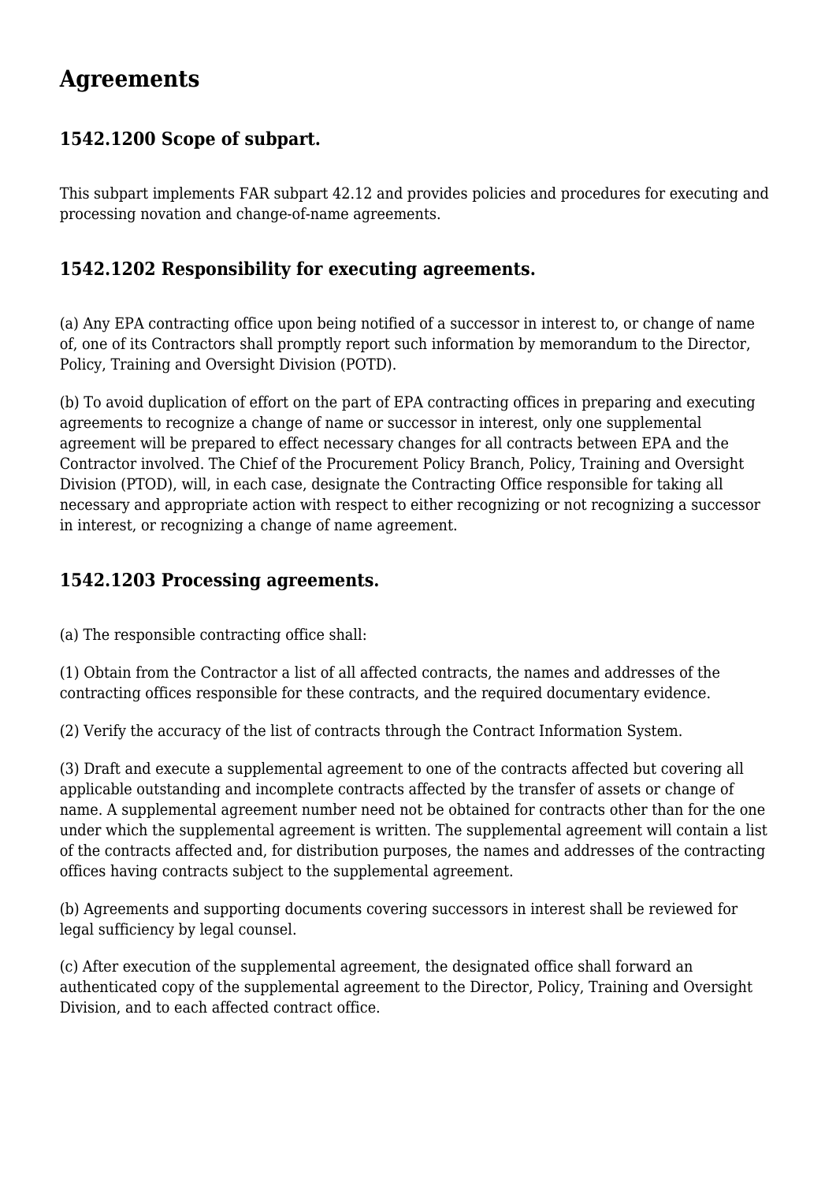# Agreements

## 1542.1200 Scope of subpart.

This subpart implements FAR subpart 42.12 and provides policies and procedures for executing and processing novation and change-of-name agreements.

## 1542.1202 Responsibility for executing agreements.

(a) Any EPA contracting office upon being notified of a successor in interest to, or change of name of, one of its Contractors shall promptly report such information by memorandum to the Director, Policy, Training and Oversight Division (POTD).

(b) To avoid duplication of effort on the part of EPA contracting offices in preparing and executing agreements to recognize a change of name or successor in interest, only one supplemental agreement will be prepared to effect necessary changes for all contracts between EPA and the Contractor involved. The Chief of the Procurement Policy Branch, Policy, Training and Oversight Division (PTOD), will, in each case, designate the Contracting Office responsible for taking all necessary and appropriate action with respect to either recognizing or not recognizing a successor in interest, or recognizing a change of name agreement.

## 1542.1203 Processing agreements.

(a) The responsible contracting office shall:

(1) Obtain from the Contractor a list of all affected contracts, the names and addresses of the contracting offices responsible for these contracts, and the required documentary evidence.

(2) Verify the accuracy of the list of contracts through the Contract Information System.

(3) Draft and execute a supplemental agreement to one of the contracts affected but covering all applicable outstanding and incomplete contracts affected by the transfer of assets or change of name. A supplemental agreement number need not be obtained for contracts other than for the one under which the supplemental agreement is written. The supplemental agreement will contain a list of the contracts affected and, for distribution purposes, the names and addresses of the contracting offices having contracts subject to the supplemental agreement.

(b) Agreements and supporting documents covering successors in interest shall be reviewed for legal sufficiency by legal counsel.

(c) After execution of the supplemental agreement, the designated office shall forward an authenticated copy of the supplemental agreement to the Director, Policy, Training and Oversight Division, and to each affected contract office.